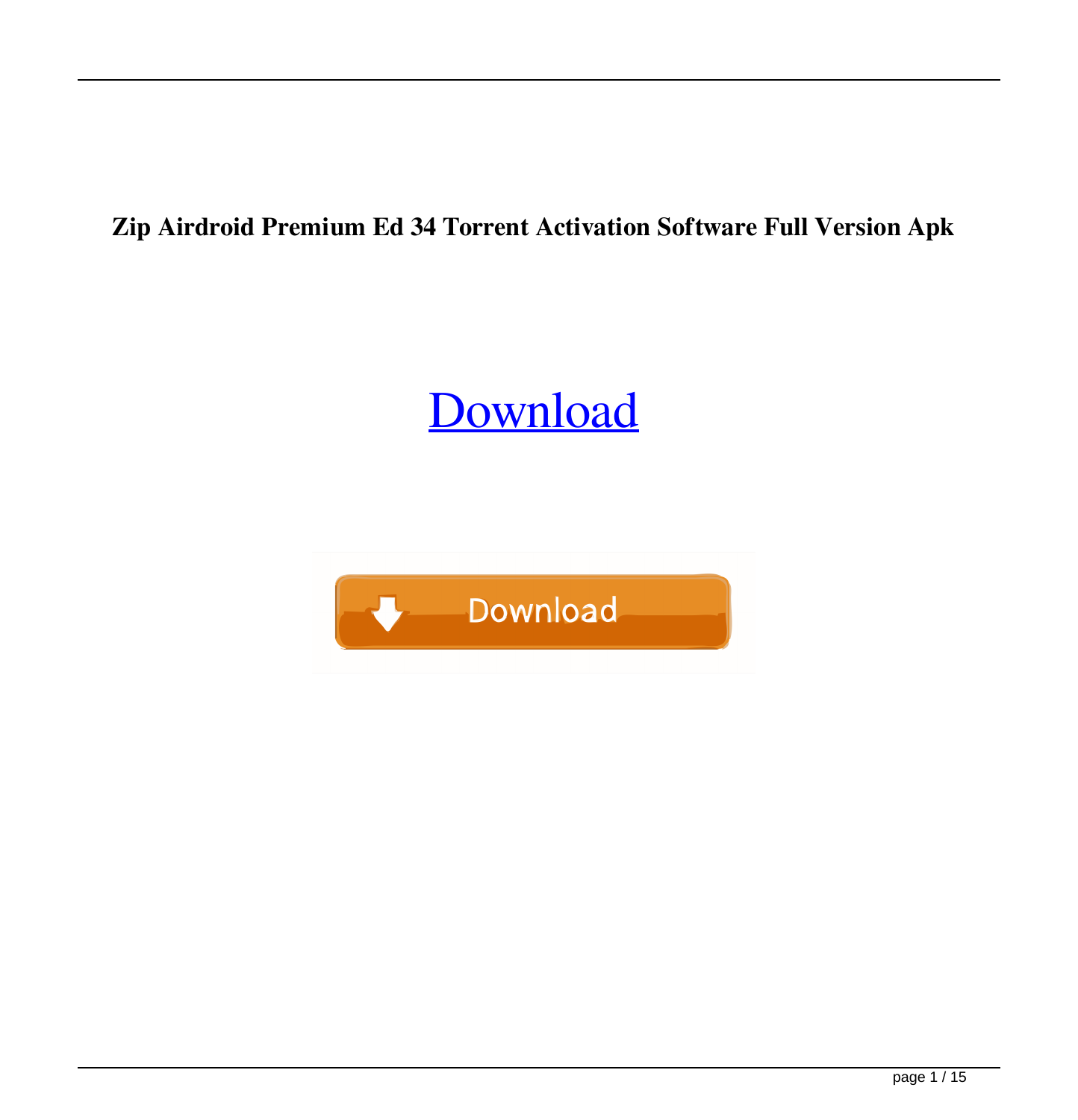**Zip Airdroid Premium Ed 34 Torrent Activation Software Full Version Apk**

Download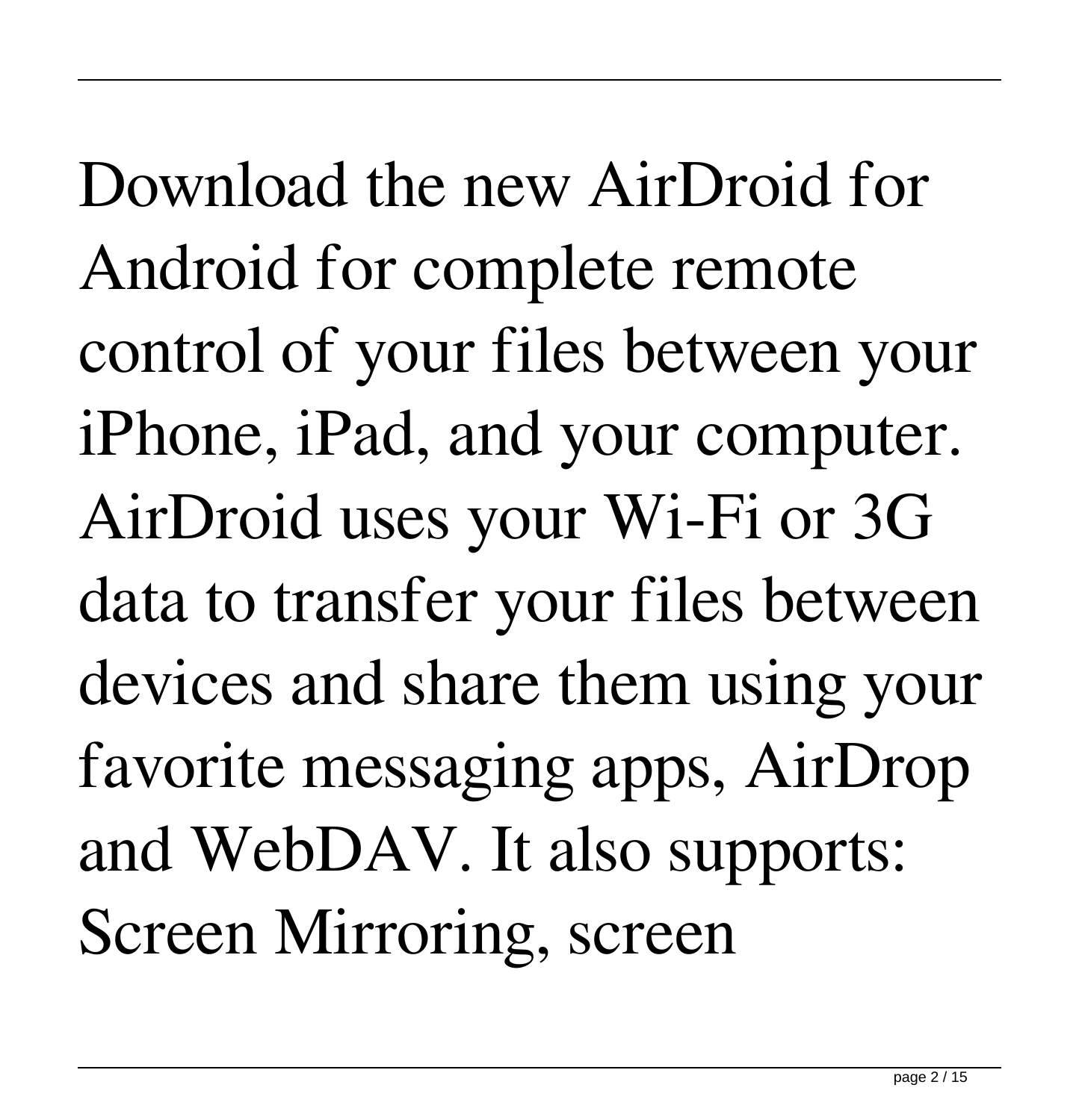Download the new AirDroid for Android for complete remote control of your files between your iPhone, iPad, and your computer. AirDroid uses your Wi-Fi or 3G data to transfer your files between devices and share them using your favorite messaging apps, AirDrop and WebDAV. It also supports: Screen Mirroring, screen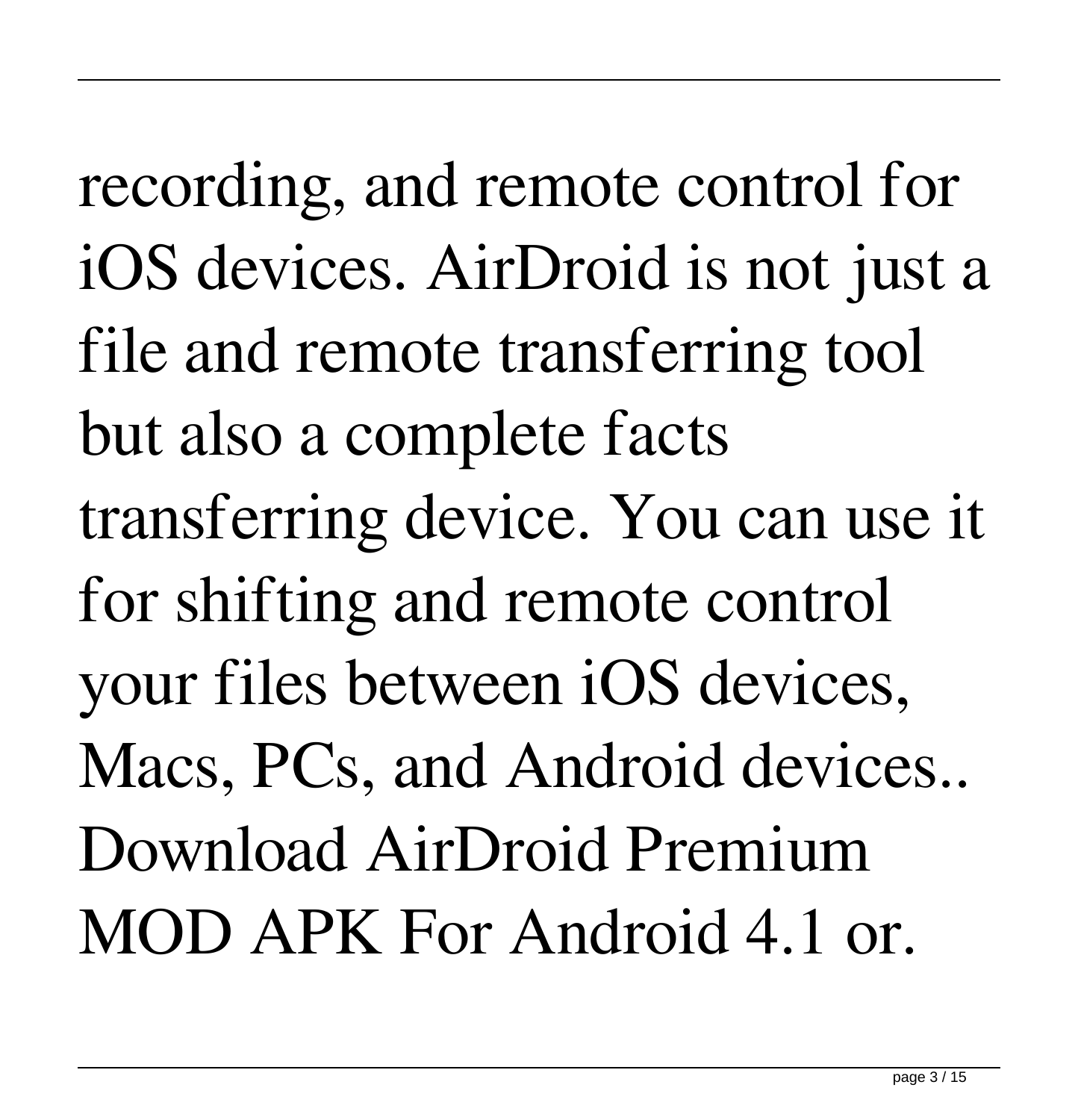recording, and remote control for iOS devices. AirDroid is not just a file and remote transferring tool but also a complete facts transferring device. You can use it for shifting and remote control your files between iOS devices, Macs, PCs, and Android devices.. Download AirDroid Premium MOD APK For Android 4.1 or.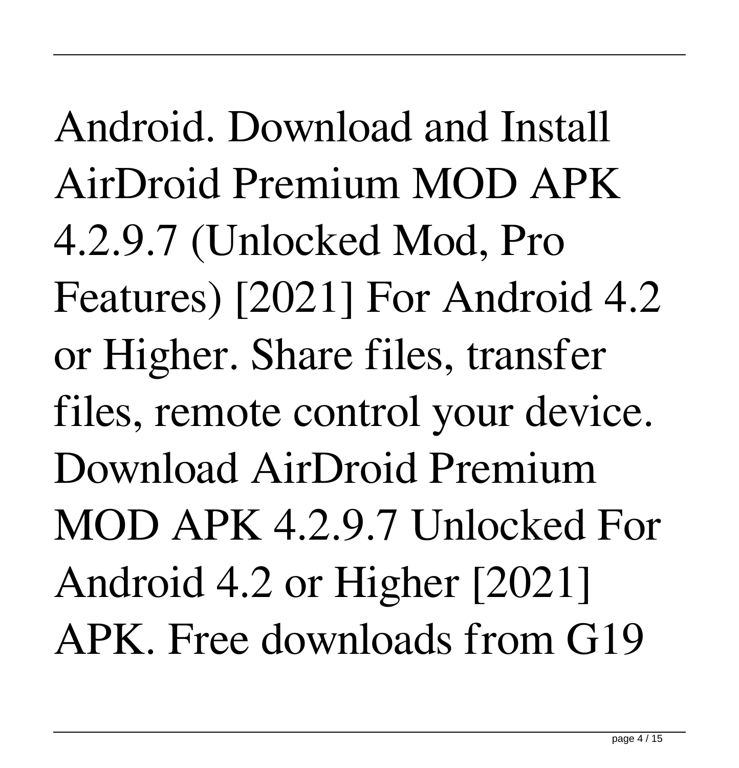Android. Download and Install AirDroid Premium MOD APK 4.2.9.7 (Unlocked Mod, Pro Features) [2021] For Android 4.2 or Higher. Share files, transfer files, remote control your device. Download AirDroid Premium MOD APK 4.2.9.7 Unlocked For Android 4.2 or Higher [2021] APK. Free downloads from G19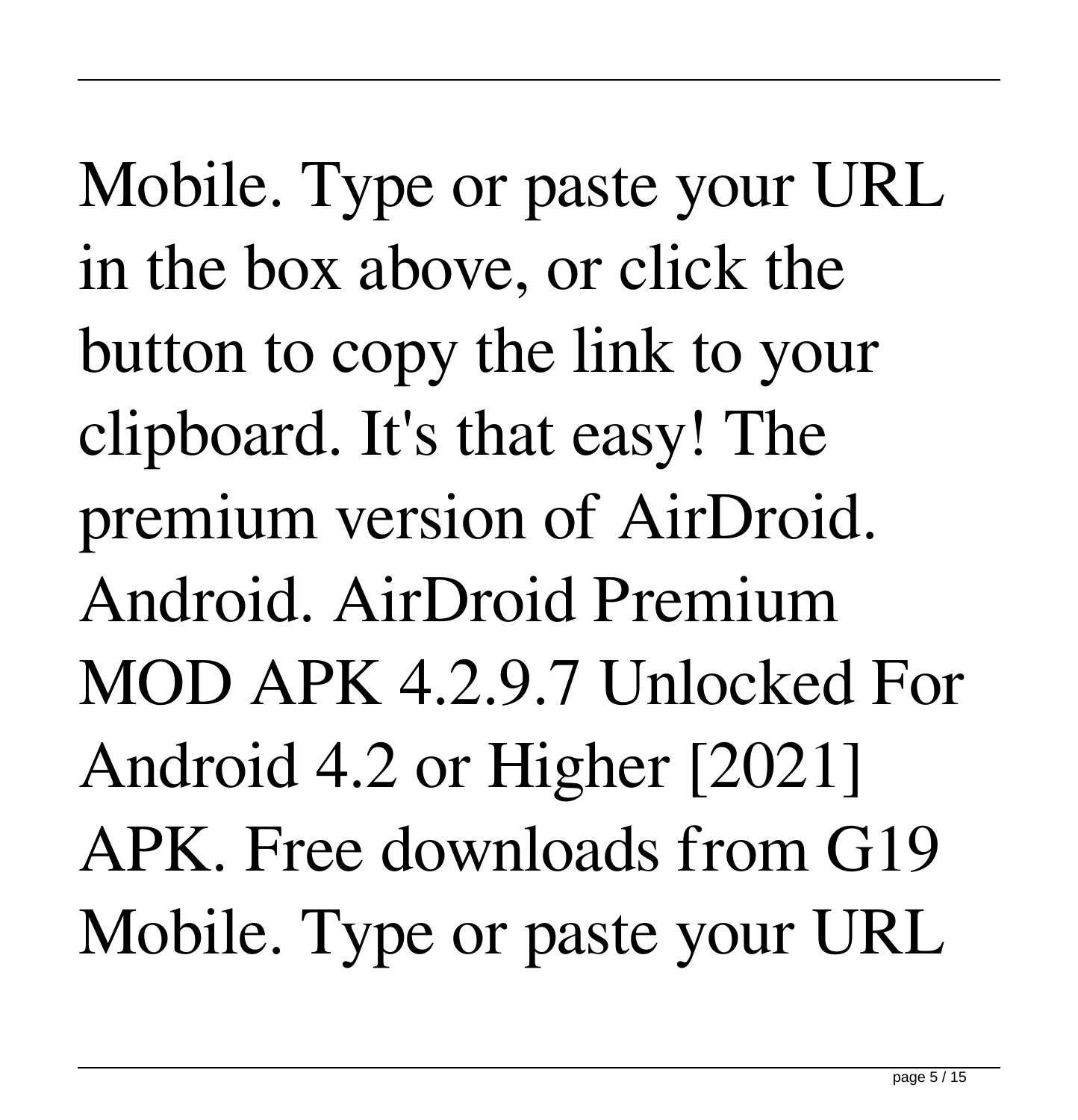Mobile. Type or paste your URL in the box above, or click the button to copy the link to your clipboard. It's that easy! The premium version of AirDroid. Android. AirDroid Premium MOD APK 4.2.9.7 Unlocked For Android 4.2 or Higher [2021] APK. Free downloads from G19 Mobile. Type or paste your URL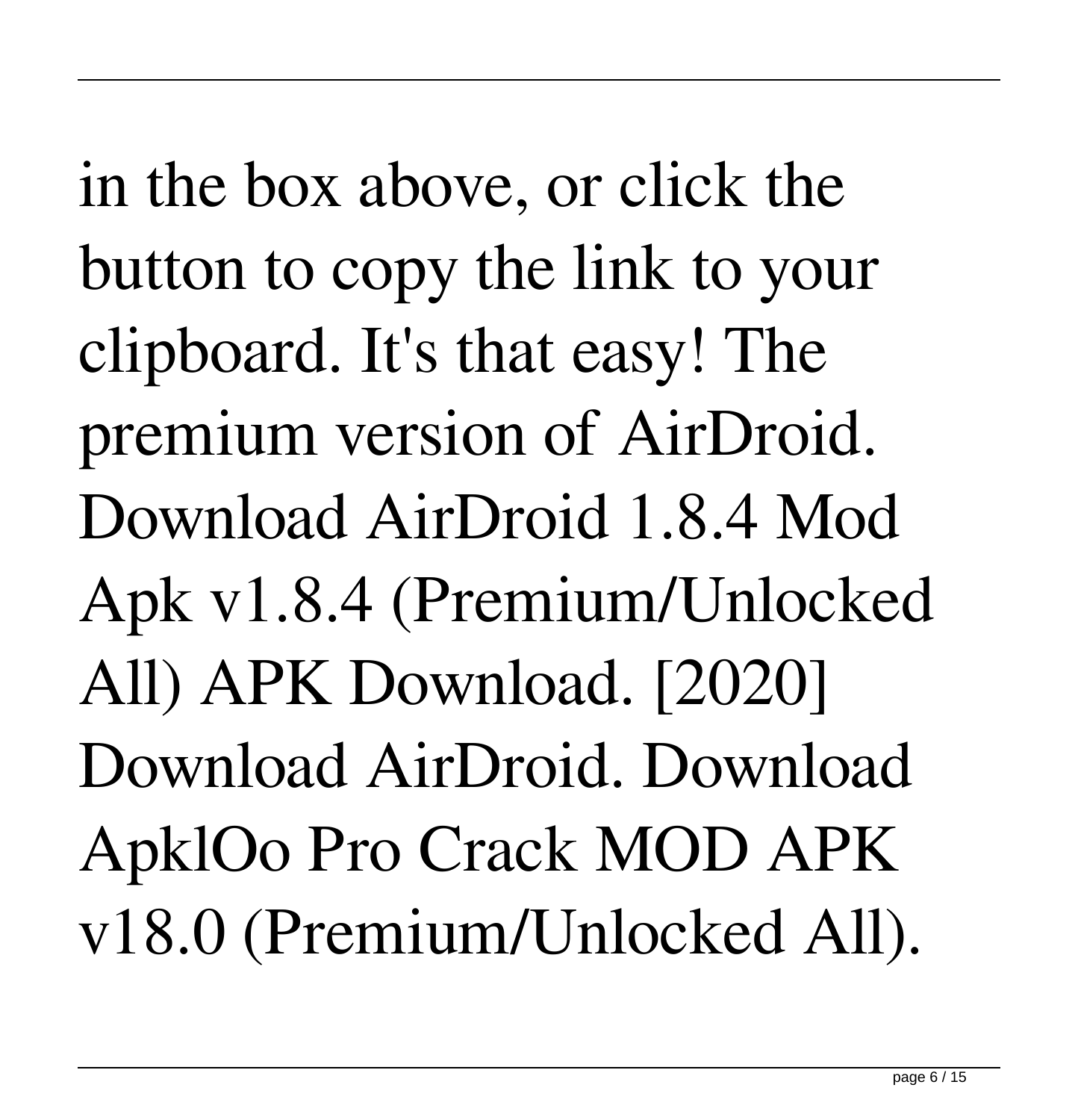in the box above, or click the button to copy the link to your clipboard. It's that easy! The premium version of AirDroid. Download AirDroid 1.8.4 Mod Apk v1.8.4 (Premium/Unlocked All) APK Download. [2020] Download AirDroid. Download ApklOo Pro Crack MOD APK v18.0 (Premium/Unlocked All).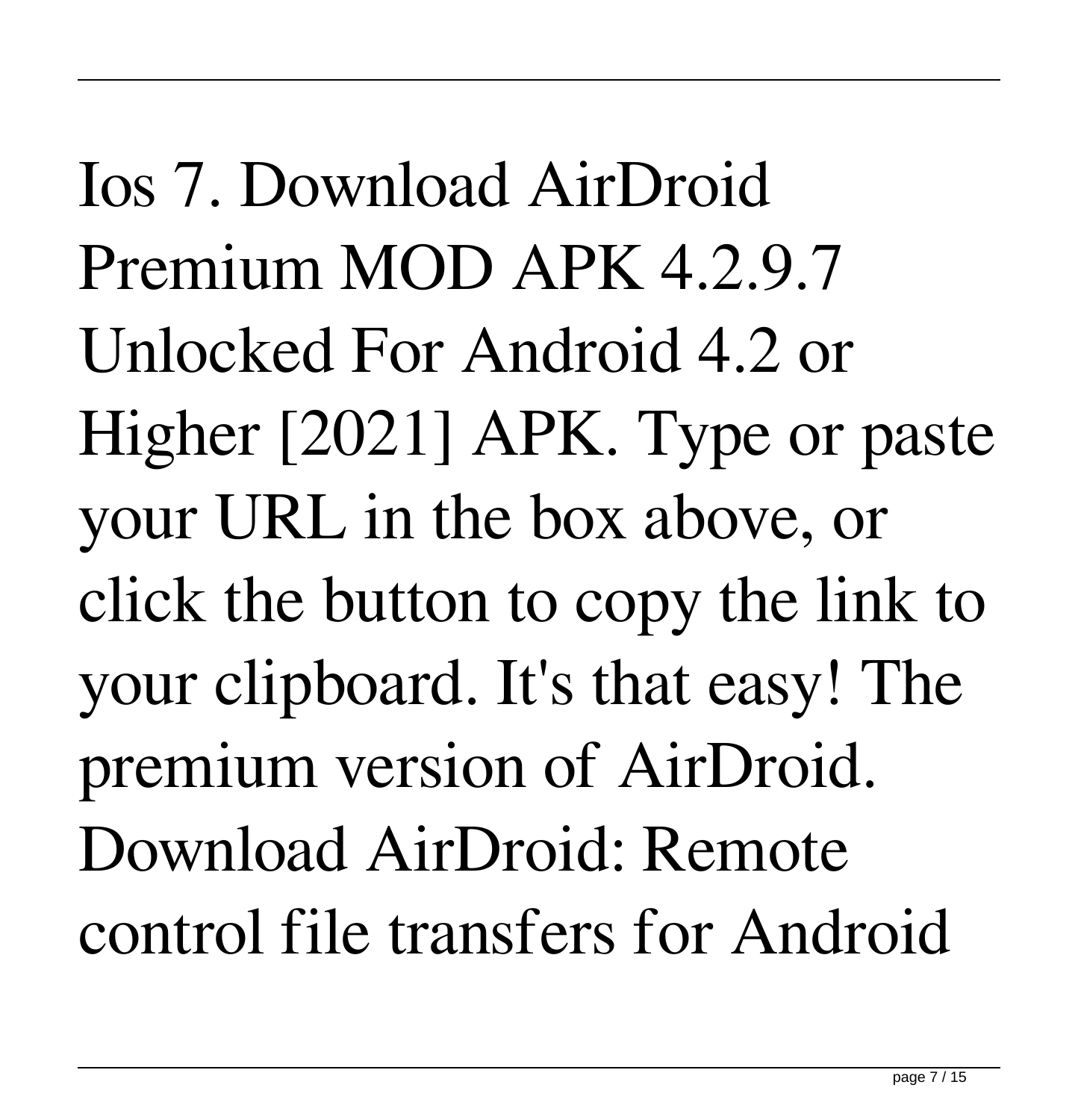Ios 7. Download AirDroid Premium MOD APK 4.2.9.7 Unlocked For Android 4.2 or Higher [2021] APK. Type or paste your URL in the box above, or click the button to copy the link to your clipboard. It's that easy! The premium version of AirDroid. Download AirDroid: Remote control file transfers for Android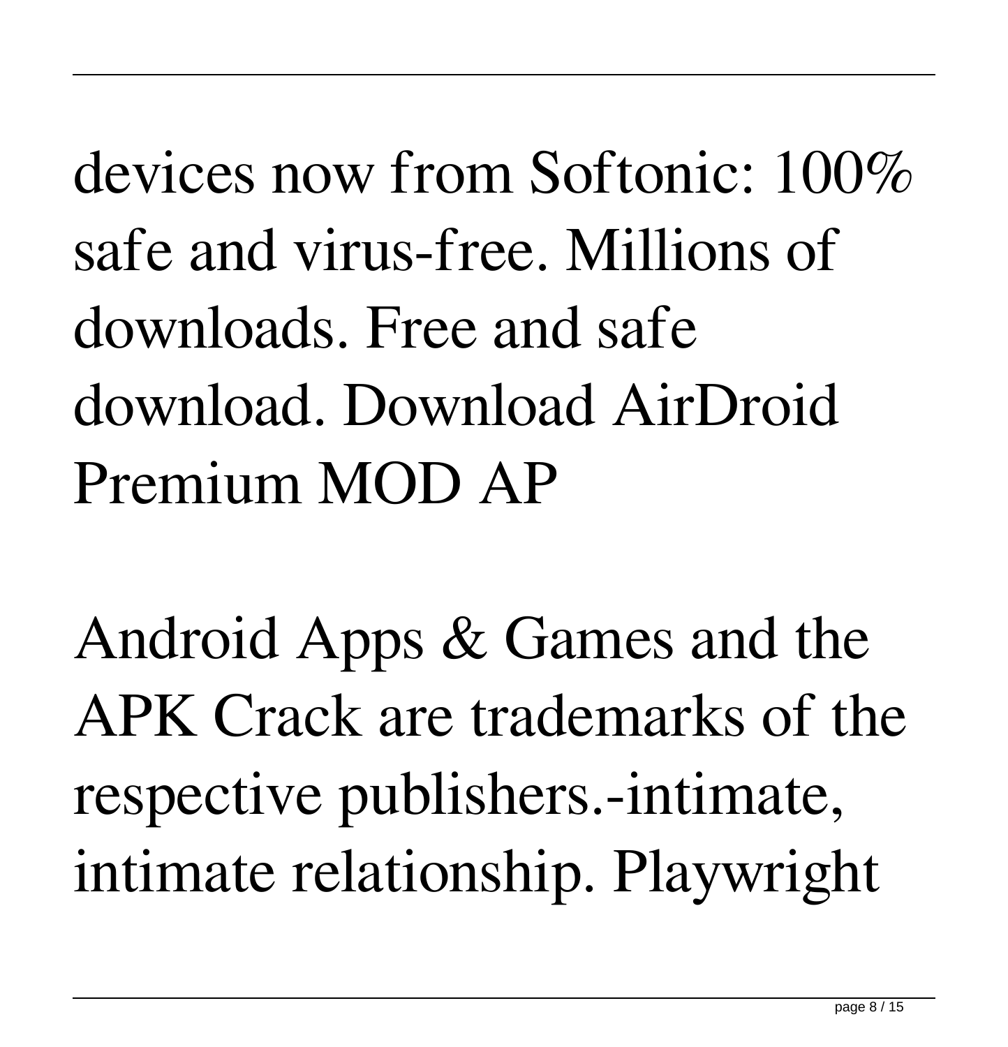devices now from Softonic: 100% safe and virus-free. Millions of downloads. Free and safe download. Download AirDroid Premium MOD AP

Android Apps & Games and the APK Crack are trademarks of the respective publishers.-intimate, intimate relationship. Playwright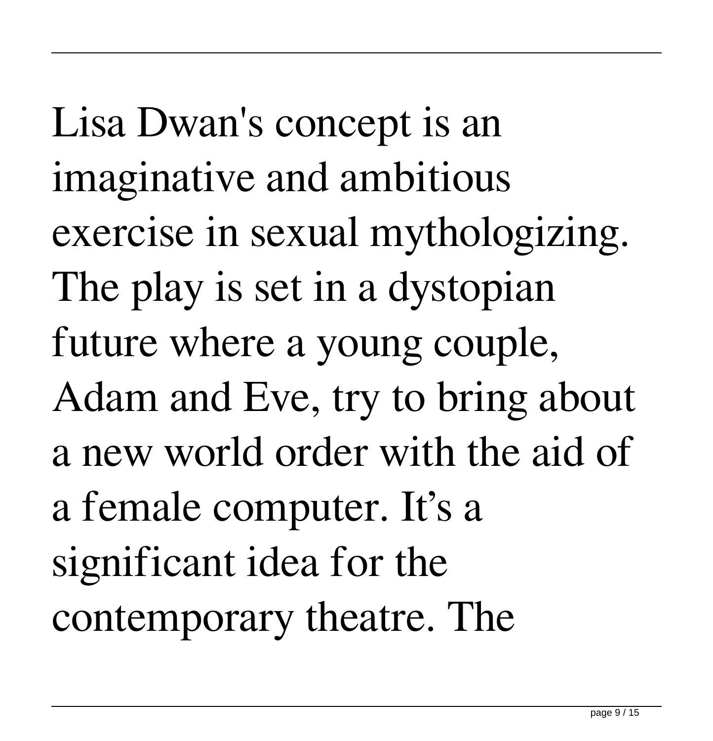Lisa Dwan's concept is an imaginative and ambitious exercise in sexual mythologizing. The play is set in a dystopian future where a young couple, Adam and Eve, try to bring about a new world order with the aid of a female computer. It’s a significant idea for the contemporary theatre. The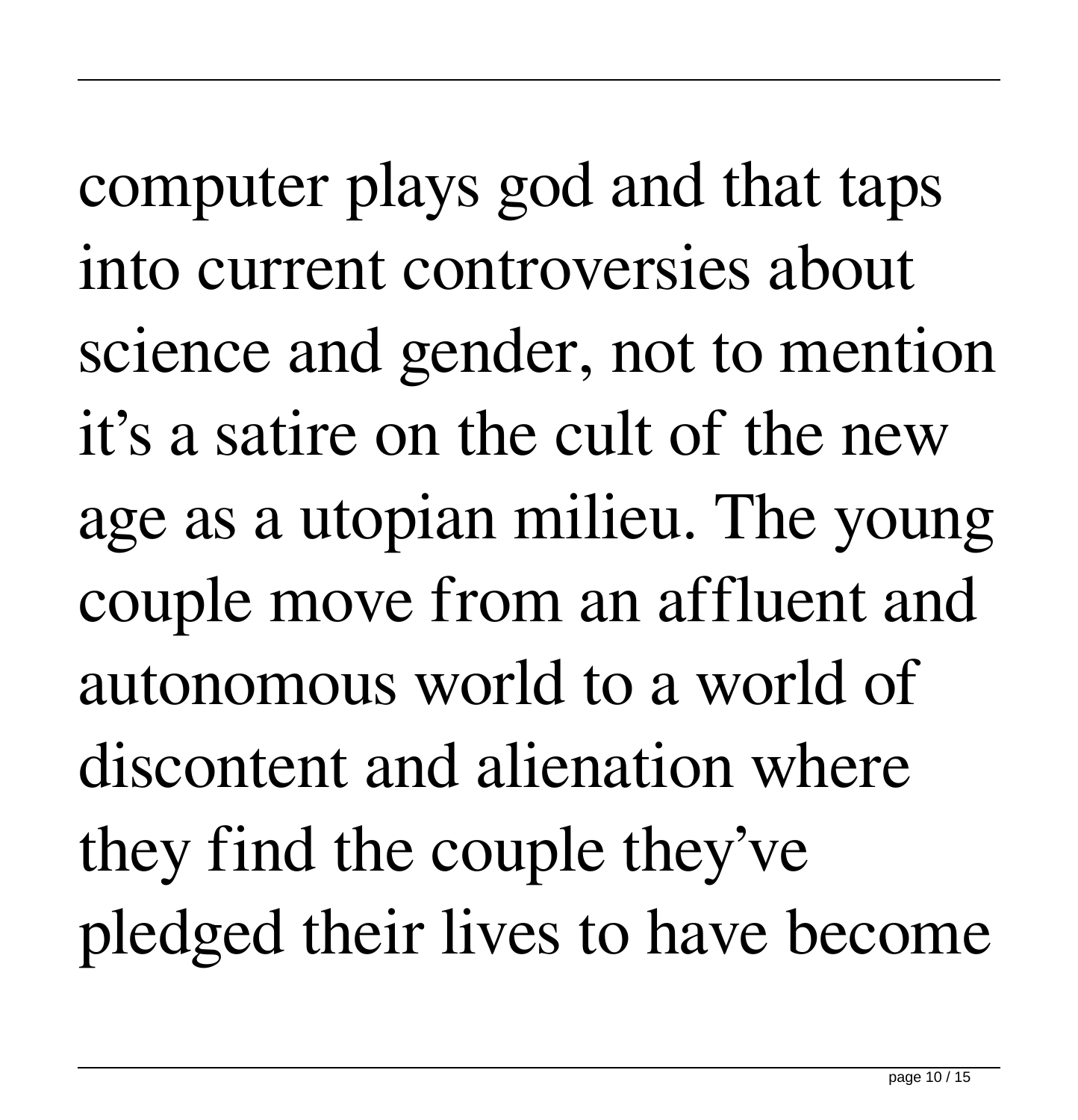computer plays god and that taps into current controversies about science and gender, not to mention it's a satire on the cult of the new age as a utopian milieu. The young couple move from an affluent and autonomous world to a world of discontent and alienation where they find the couple they've pledged their lives to have become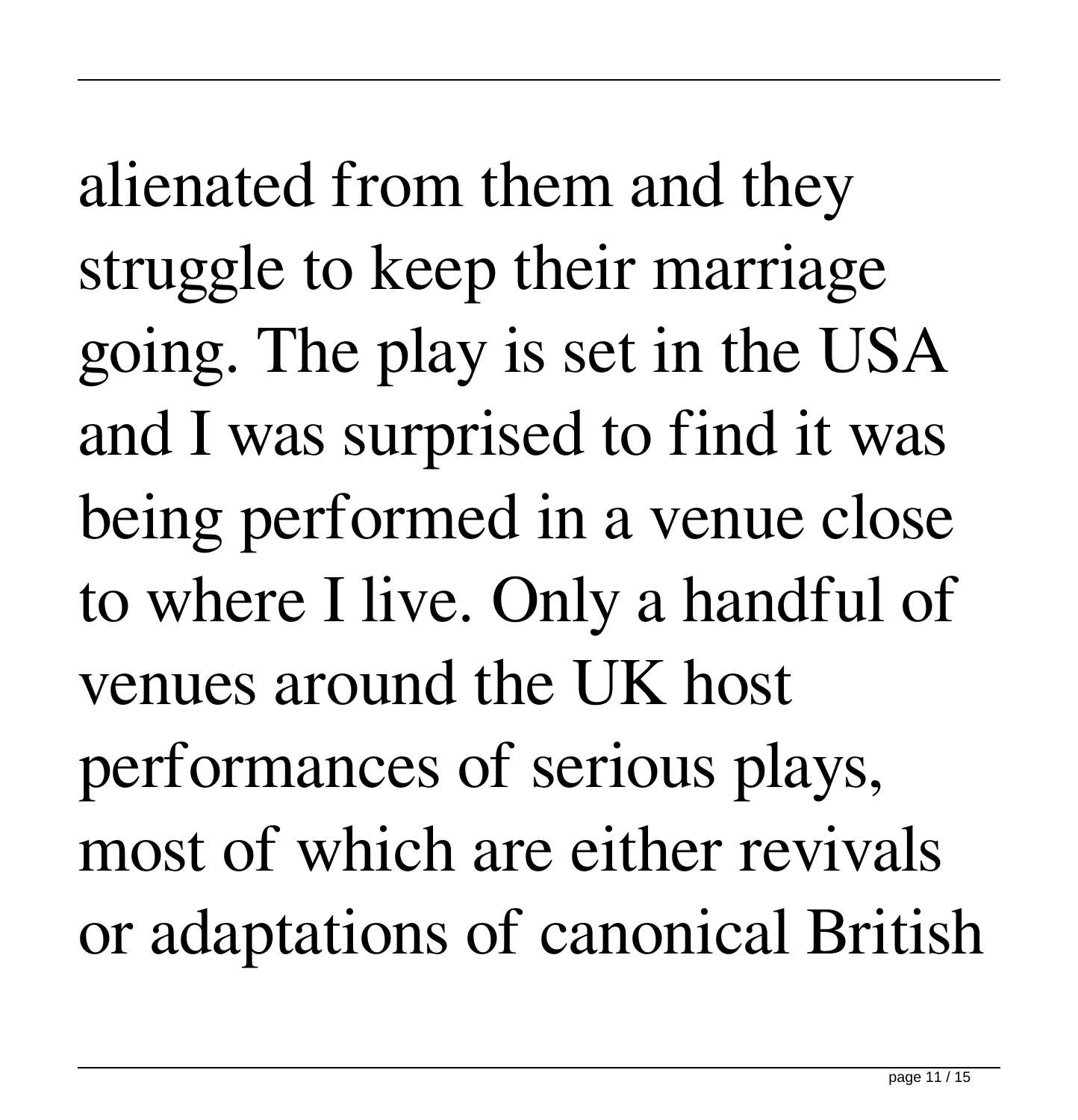alienated from them and they struggle to keep their marriage going. The play is set in the USA and I was surprised to find it was being performed in a venue close to where I live. Only a handful of venues around the UK host performances of serious plays, most of which are either revivals or adaptations of canonical British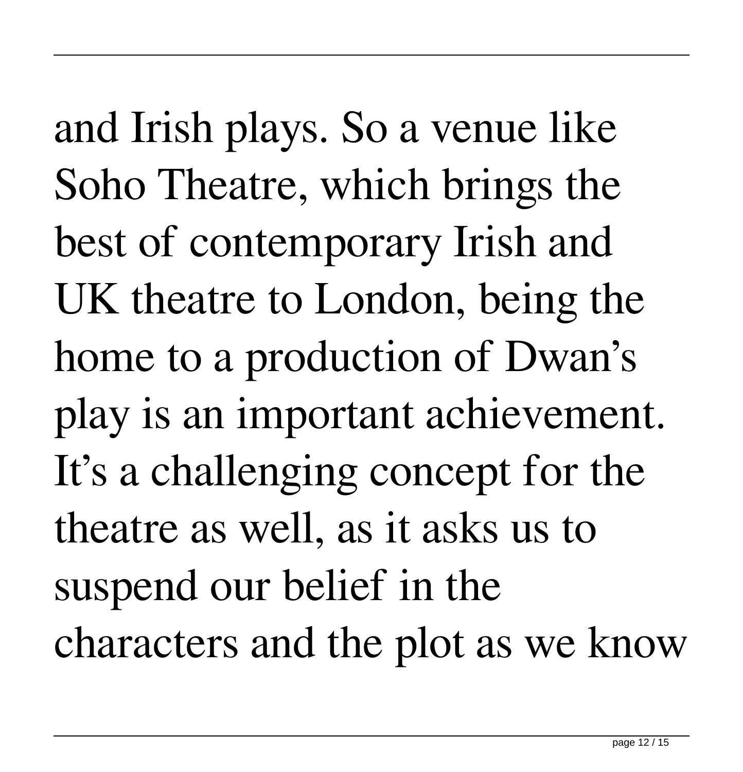and Irish plays. So a venue like Soho Theatre, which brings the best of contemporary Irish and UK theatre to London, being the home to a production of Dwan's play is an important achievement. It's a challenging concept for the theatre as well, as it asks us to suspend our belief in the characters and the plot as we know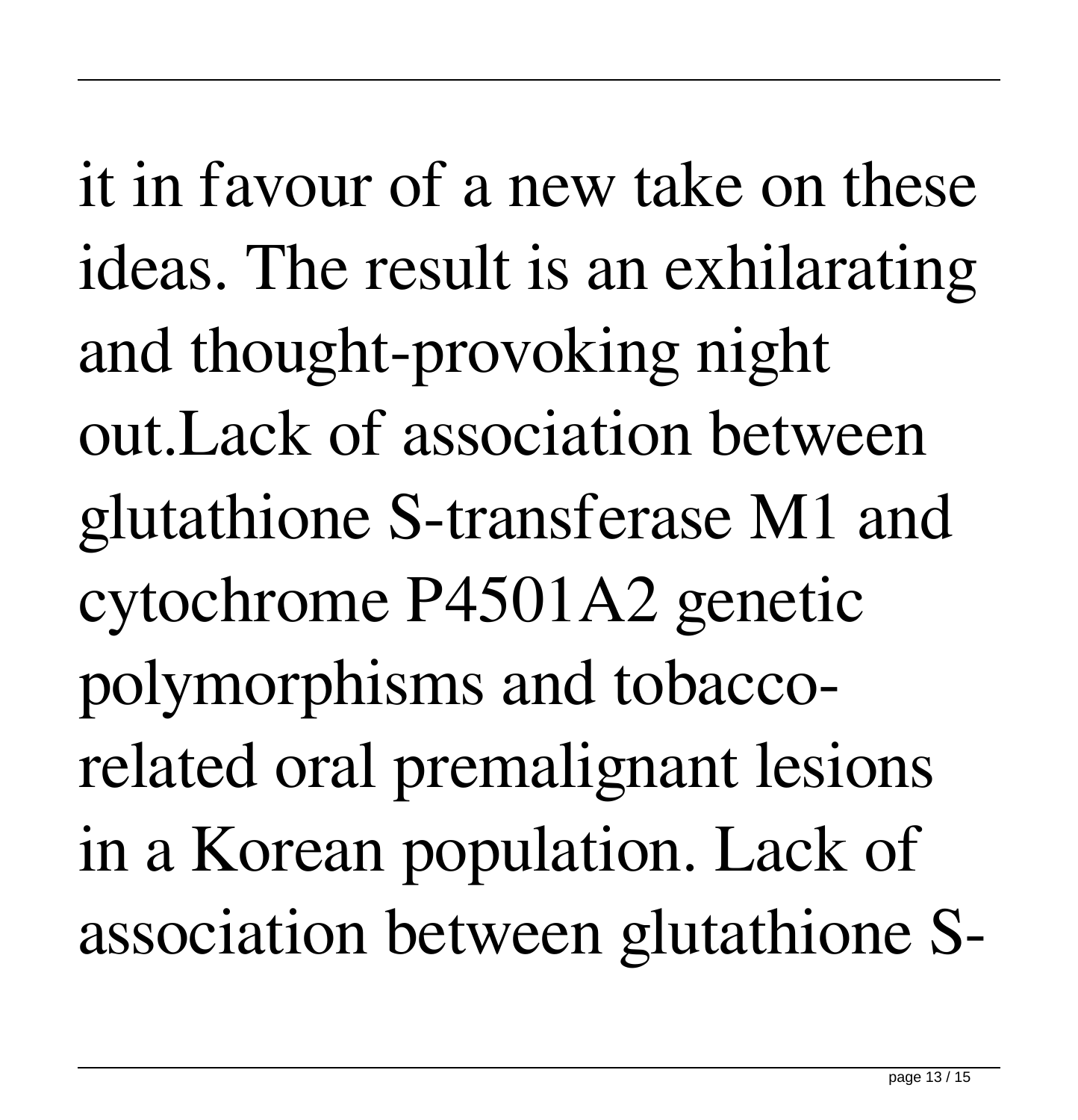it in favour of a new take on these ideas. The result is an exhilarating and thought-provoking night out.Lack of association between glutathione S-transferase M1 and cytochrome P4501A2 genetic polymorphisms and tobacco-related oral premalignant lesions in a Korean population. Lack of association between glutathione S-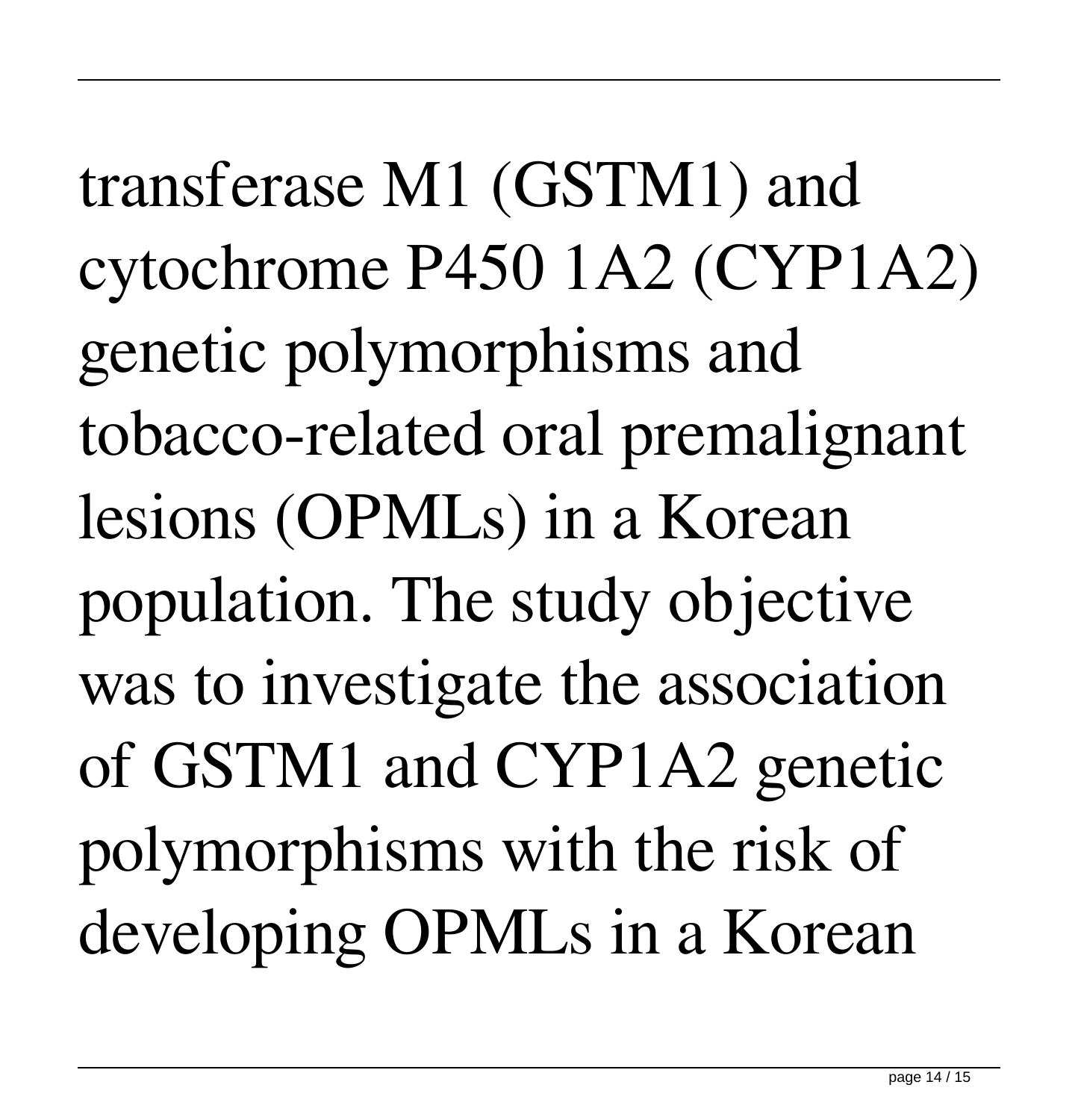transferase M1 (GSTM1) and cytochrome P450 1A2 (CYP1A2) genetic polymorphisms and tobacco-related oral premalignant lesions (OPMLs) in a Korean population. The study objective was to investigate the association of GSTM1 and CYP1A2 genetic polymorphisms with the risk of developing OPMLs in a Korean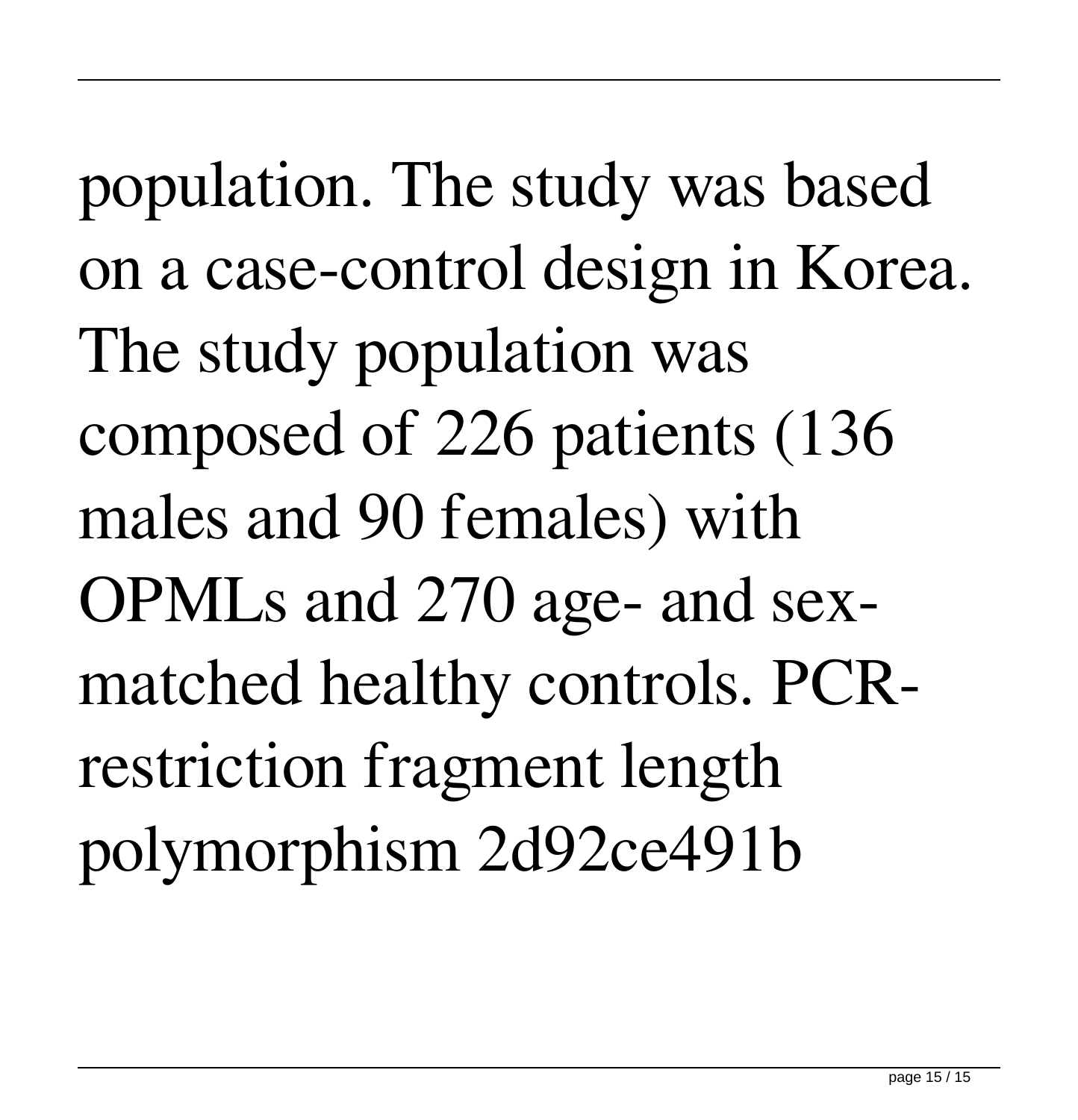population. The study was based on a case-control design in Korea. The study population was composed of 226 patients (136 males and 90 females) with OPMLs and 270 age- and sex-matched healthy controls. PCR-restriction fragment length polymorphism 2d92ce491b